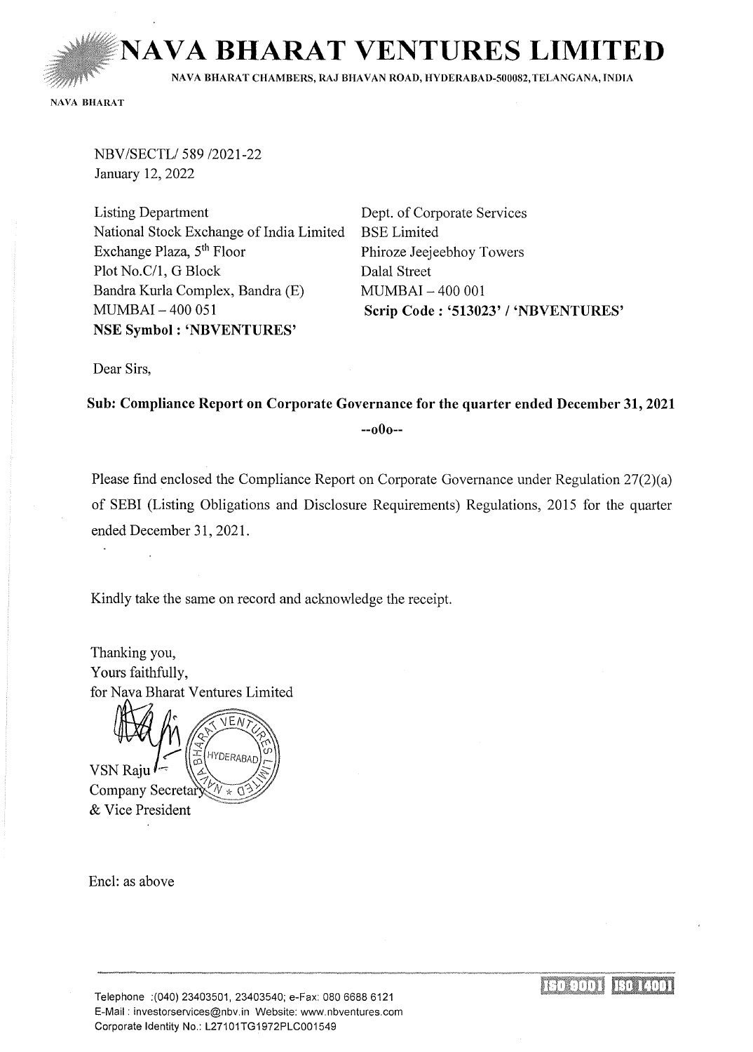# NAVA BHARAT VENTURES LIMITED

NAVA BHARAT CHAMBERS, RAJ BHAVAN ROAD, HYDERABAD-500082, TELANGANA, INDIA

NAVA BHARAT

NBV/SECTL/ 589 /2021-22
January 12, 2022

Listing Department
National Stock Exchange of India Limited
Exchange Plaza, 5th Floor
Plot No.C/1, G Block
Bandra Kurla Complex, Bandra (E)
MUMBAI – 400 051
**NSE Symbol : 'NBVENTURES'**

Dept. of Corporate Services
BSE Limited
Phiroze Jeejeebhoy Towers
Dalal Street
MUMBAI – 400 001
**Scrip Code : '513023' / 'NBVENTURES'**

Dear Sirs,

**Sub: Compliance Report on Corporate Governance for the quarter ended December 31, 2021**

**--o0o--**

Please find enclosed the Compliance Report on Corporate Governance under Regulation 27(2)(a) of SEBI (Listing Obligations and Disclosure Requirements) Regulations, 2015 for the quarter ended December 31, 2021.

Kindly take the same on record and acknowledge the receipt.

Thanking you,
Yours faithfully,
for Nava Bharat Ventures Limited

VSN Raju
Company Secretary
& Vice President

Encl: as above

Telephone :(040) 23403501, 23403540; e-Fax: 080 6688 6121
E-Mail : investorservices@nbv.in Website: www.nbventures.com
Corporate Identity No.: L27101TG1972PLC001549

ISO 9001 ISO 14001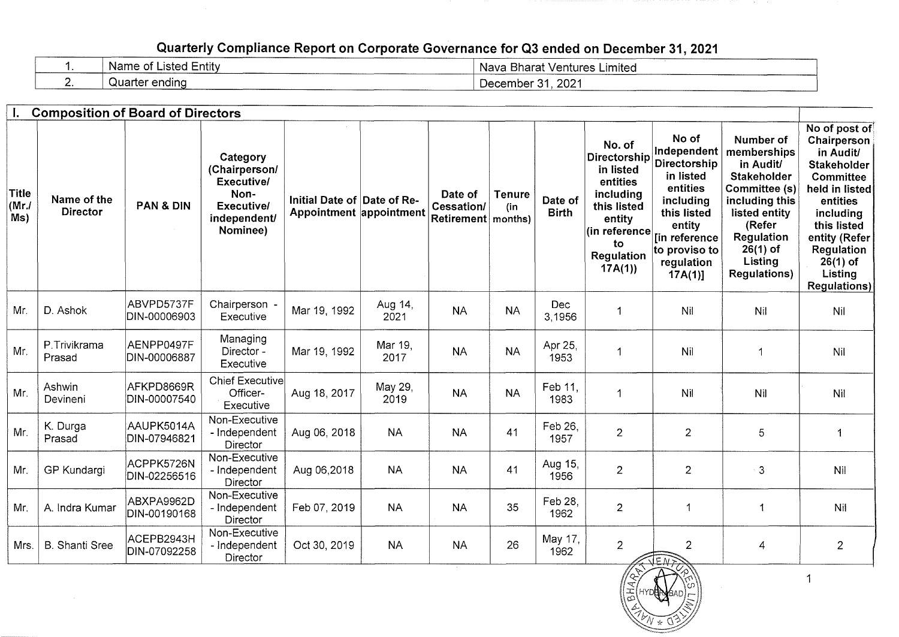## Quarterly Compliance Report on Corporate Governance for Q3 ended on December 31, 2021

| 1. | Name of Listed Entity | Nava Bharat Ventures Limited |
|---|---|---|
| 2. | Quarter ending | December 31, 2021 |

### I. Composition of Board of Directors

| Title (Mr./ Ms) | Name of the Director | PAN & DIN | Category (Chairperson/ Executive/ Non-Executive/ independent/ Nominee) | Initial Date of Appointment | Date of Re-appointment | Date of Cessation/ Retirement | Tenure (in months) | Date of Birth | No. of Directorship in listed entities including this listed entity (in reference to Regulation 17A(1)) | No of Independent Directorship in listed entities including this listed entity [in reference to proviso to regulation 17A(1)] | Number of memberships in Audit/ Stakeholder Committee (s) including this listed entity (Refer Regulation 26(1) of Listing Regulations) | No of post of Chairperson in Audit/ Stakeholder Committee held in listed entities including this listed entity (Refer Regulation 26(1) of Listing Regulations) |
|---|---|---|---|---|---|---|---|---|---|---|---|---|
| Mr. | D. Ashok | ABVPD5737F DIN-00006903 | Chairperson - Executive | Mar 19, 1992 | Aug 14, 2021 | NA | NA | Dec 3,1956 | 1 | Nil | Nil | Nil |
| Mr. | P.Trivikrama Prasad | AENPP0497F DIN-00006887 | Managing Director - Executive | Mar 19, 1992 | Mar 19, 2017 | NA | NA | Apr 25, 1953 | 1 | Nil | 1 | Nil |
| Mr. | Ashwin Devineni | AFKPD8669R DIN-00007540 | Chief Executive Officer- Executive | Aug 18, 2017 | May 29, 2019 | NA | NA | Feb 11, 1983 | 1 | Nil | Nil | Nil |
| Mr. | K. Durga Prasad | AAUPK5014A DIN-07946821 | Non-Executive - Independent Director | Aug 06, 2018 | NA | NA | 41 | Feb 26, 1957 | 2 | 2 | 5 | 1 |
| Mr. | GP Kundargi | ACPPK5726N DIN-02256516 | Non-Executive - Independent Director | Aug 06,2018 | NA | NA | 41 | Aug 15, 1956 | 2 | 2 | 3 | Nil |
| Mr. | A. Indra Kumar | ABXPA9962D DIN-00190168 | Non-Executive - Independent Director | Feb 07, 2019 | NA | NA | 35 | Feb 28, 1962 | 2 | 1 | 1 | Nil |
| Mrs. | B. Shanti Sree | ACEPB2943H DIN-07092258 | Non-Executive - Independent Director | Oct 30, 2019 | NA | NA | 26 | May 17, 1962 | 2 | 2 | 4 | 2 |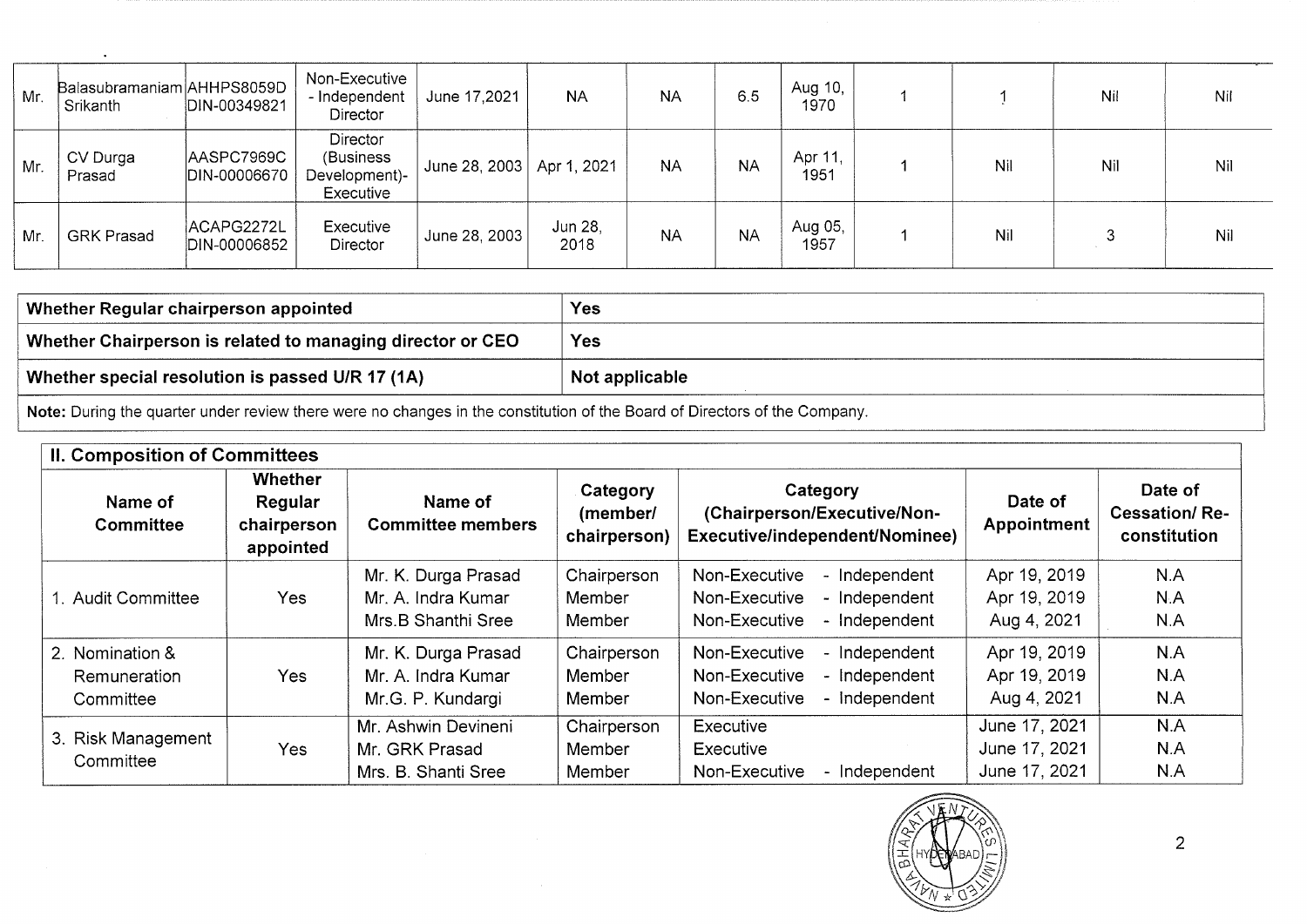| | | | | | | | | | | | | |
|---|---|---|---|---|---|---|---|---|---|---|---|---|
| Mr. | Balasubramaniam Srikanth | AHHPS8059D DIN-00349821 | Non-Executive - Independent Director | June 17,2021 | NA | NA | 6.5 | Aug 10, 1970 | 1 | 1 | Nil | Nil |
| Mr. | CV Durga Prasad | AASPC7969C DIN-00006670 | Director (Business Development)- Executive | June 28, 2003 | Apr 1, 2021 | NA | NA | Apr 11, 1951 | 1 | Nil | Nil | Nil |
| Mr. | GRK Prasad | ACAPG2272L DIN-00006852 | Executive Director | June 28, 2003 | Jun 28, 2018 | NA | NA | Aug 05, 1957 | 1 | Nil | 3 | Nil |

| | |
|---|---|
| **Whether Regular chairperson appointed** | **Yes** |
| **Whether Chairperson is related to managing director or CEO** | **Yes** |
| **Whether special resolution is passed U/R 17 (1A)** | **Not applicable** |

**Note:** During the quarter under review there were no changes in the constitution of the Board of Directors of the Company.

## II. Composition of Committees

| Name of Committee | Whether Regular chairperson appointed | Name of Committee members | Category (member/ chairperson) | Category (Chairperson/Executive/Non-Executive/independent/Nominee) | Date of Appointment | Date of Cessation/ Re-constitution |
|---|---|---|---|---|---|---|
| 1. Audit Committee | Yes | Mr. K. Durga Prasad | Chairperson | Non-Executive - Independent | Apr 19, 2019 | N.A |
| | | Mr. A. Indra Kumar | Member | Non-Executive - Independent | Apr 19, 2019 | N.A |
| | | Mrs.B Shanthi Sree | Member | Non-Executive - Independent | Aug 4, 2021 | N.A |
| 2. Nomination & Remuneration Committee | Yes | Mr. K. Durga Prasad | Chairperson | Non-Executive - Independent | Apr 19, 2019 | N.A |
| | | Mr. A. Indra Kumar | Member | Non-Executive - Independent | Apr 19, 2019 | N.A |
| | | Mr.G. P. Kundargi | Member | Non-Executive - Independent | Aug 4, 2021 | N.A |
| 3. Risk Management Committee | Yes | Mr. Ashwin Devineni | Chairperson | Executive | June 17, 2021 | N.A |
| | | Mr. GRK Prasad | Member | Executive | June 17, 2021 | N.A |
| | | Mrs. B. Shanti Sree | Member | Non-Executive - Independent | June 17, 2021 | N.A |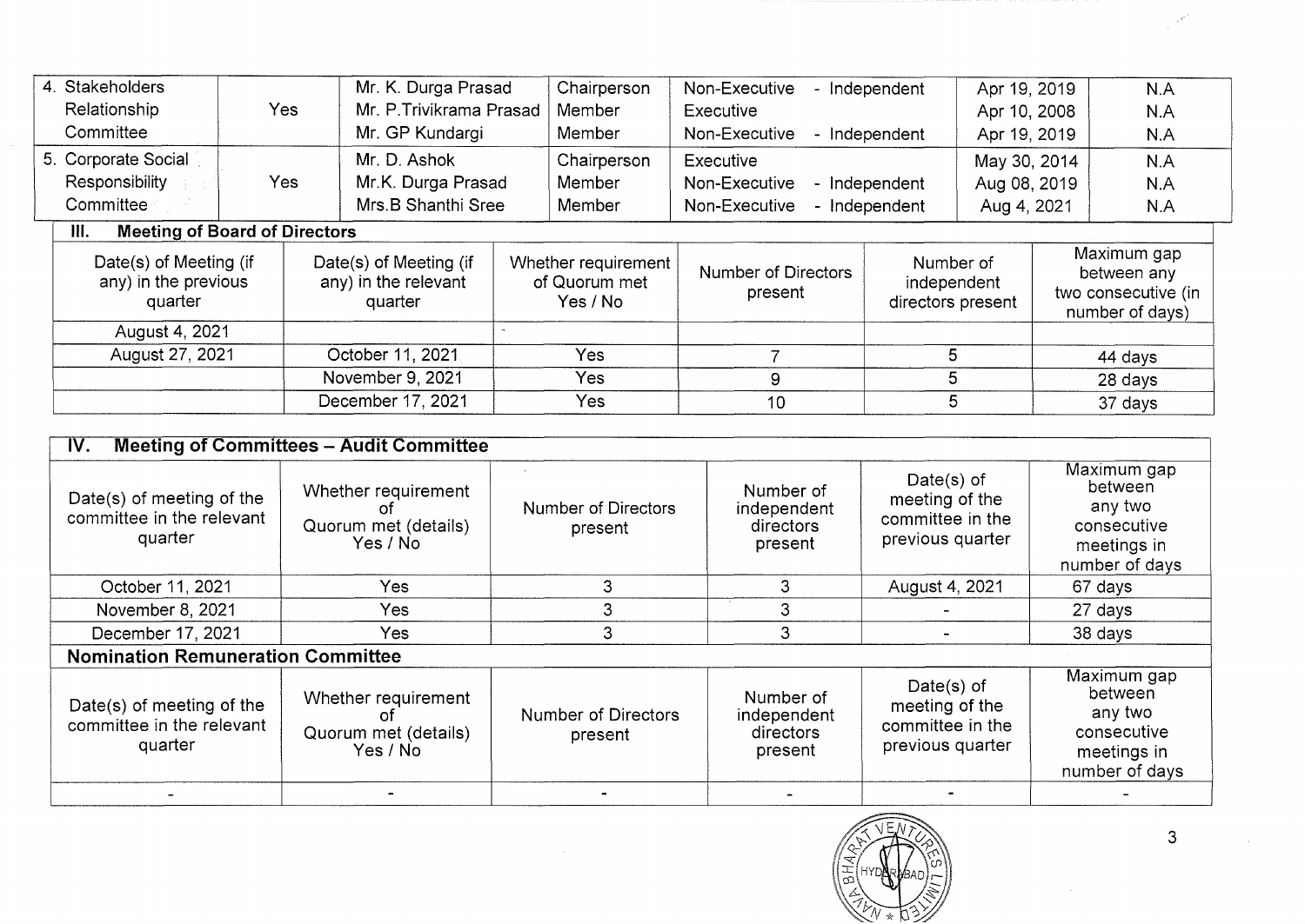| 4. Stakeholders Relationship Committee | Yes | Mr. K. Durga Prasad | Chairperson | Non-Executive - Independent | Apr 19, 2019 | N.A |
|---|---|---|---|---|---|---|
| | | Mr. P.Trivikrama Prasad | Member | Executive | Apr 10, 2008 | N.A |
| | | Mr. GP Kundargi | Member | Non-Executive - Independent | Apr 19, 2019 | N.A |
| 5. Corporate Social Responsibility Committee | Yes | Mr. D. Ashok | Chairperson | Executive | May 30, 2014 | N.A |
| | | Mr.K. Durga Prasad | Member | Non-Executive - Independent | Aug 08, 2019 | N.A |
| | | Mrs.B Shanthi Sree | Member | Non-Executive - Independent | Aug 4, 2021 | N.A |

### III. Meeting of Board of Directors

| Date(s) of Meeting (if any) in the previous quarter | Date(s) of Meeting (if any) in the relevant quarter | Whether requirement of Quorum met Yes / No | Number of Directors present | Number of independent directors present | Maximum gap between any two consecutive (in number of days) |
|---|---|---|---|---|---|
| August 4, 2021 | | | | | |
| August 27, 2021 | October 11, 2021 | Yes | 7 | 5 | 44 days |
| | November 9, 2021 | Yes | 9 | 5 | 28 days |
| | December 17, 2021 | Yes | 10 | 5 | 37 days |

### IV. Meeting of Committees – Audit Committee

| Date(s) of meeting of the committee in the relevant quarter | Whether requirement of Quorum met (details) Yes / No | Number of Directors present | Number of independent directors present | Date(s) of meeting of the committee in the previous quarter | Maximum gap between any two consecutive meetings in number of days |
|---|---|---|---|---|---|
| October 11, 2021 | Yes | 3 | 3 | August 4, 2021 | 67 days |
| November 8, 2021 | Yes | 3 | 3 | - | 27 days |
| December 17, 2021 | Yes | 3 | 3 | - | 38 days |

**Nomination Remuneration Committee**

| Date(s) of meeting of the committee in the relevant quarter | Whether requirement of Quorum met (details) Yes / No | Number of Directors present | Number of independent directors present | Date(s) of meeting of the committee in the previous quarter | Maximum gap between any two consecutive meetings in number of days |
|---|---|---|---|---|---|
| - | - | - | - | - | - |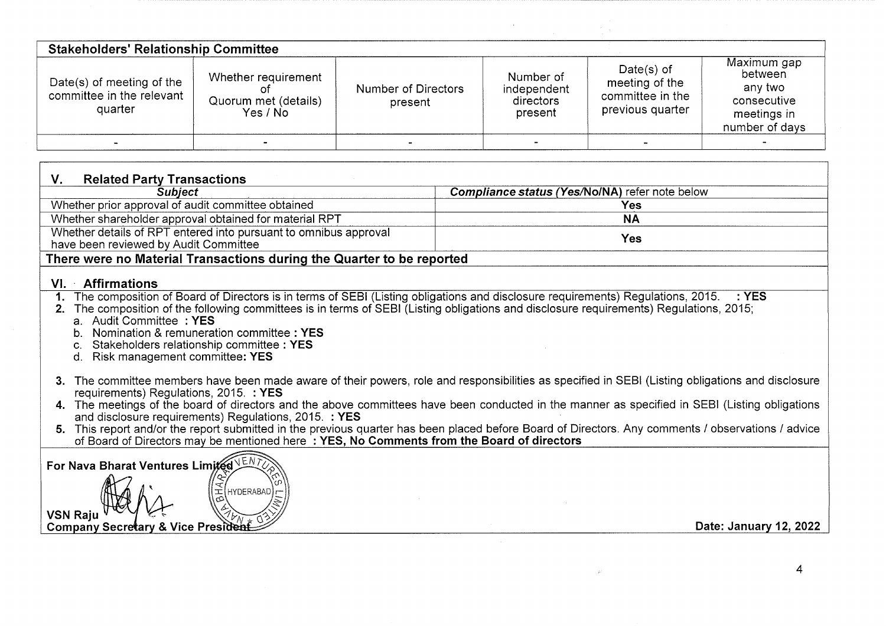**Stakeholders' Relationship Committee**

| Date(s) of meeting of the committee in the relevant quarter | Whether requirement of Quorum met (details) Yes / No | Number of Directors present | Number of independent directors present | Date(s) of meeting of the committee in the previous quarter | Maximum gap between any two consecutive meetings in number of days |
|---|---|---|---|---|---|
| - | - | - | - | - | - |

## V. Related Party Transactions

| *Subject* | *Compliance status (Yes/No/NA)* refer note below |
|---|---|
| Whether prior approval of audit committee obtained | **Yes** |
| Whether shareholder approval obtained for material RPT | **NA** |
| Whether details of RPT entered into pursuant to omnibus approval have been reviewed by Audit Committee | **Yes** |

**There were no Material Transactions during the Quarter to be reported**

## VI. Affirmations

1. The composition of Board of Directors is in terms of SEBI (Listing obligations and disclosure requirements) Regulations, 2015. **: YES**
2. The composition of the following committees is in terms of SEBI (Listing obligations and disclosure requirements) Regulations, 2015;
   a. Audit Committee **: YES**
   b. Nomination & remuneration committee **: YES**
   c. Stakeholders relationship committee **: YES**
   d. Risk management committee**: YES**
3. The committee members have been made aware of their powers, role and responsibilities as specified in SEBI (Listing obligations and disclosure requirements) Regulations, 2015. **: YES**
4. The meetings of the board of directors and the above committees have been conducted in the manner as specified in SEBI (Listing obligations and disclosure requirements) Regulations, 2015. **: YES**
5. This report and/or the report submitted in the previous quarter has been placed before Board of Directors. Any comments / observations / advice of Board of Directors may be mentioned here **: YES, No Comments from the Board of directors**

**For Nava Bharat Ventures Limited**

**VSN Raju**
**Company Secretary & Vice President**

**Date: January 12, 2022**